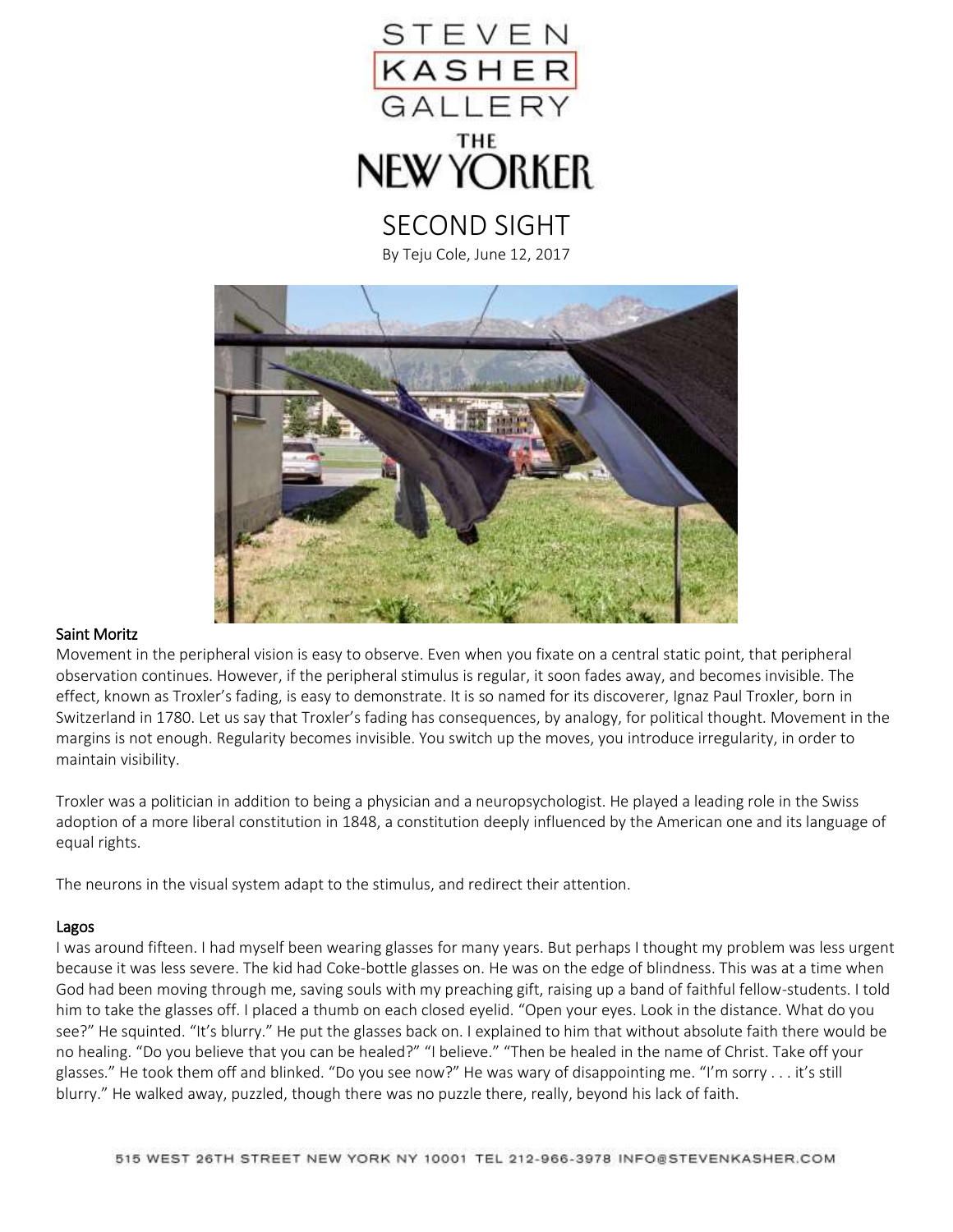STEVEN KASHER GALLERY

THE NEW YORKER

# SECOND SIGHT

By Teju Cole, June 12, 2017

### Saint Moritz

Movement in the peripheral vision is easy to observe. Even when you fixate on a central static point, that peripheral observation continues. However, if the peripheral stimulus is regular, it soon fades away, and becomes invisible. The effect, known as Troxler's fading, is easy to demonstrate. It is so named for its discoverer, Ignaz Paul Troxler, born in Switzerland in 1780. Let us say that Troxler's fading has consequences, by analogy, for political thought. Movement in the margins is not enough. Regularity becomes invisible. You switch up the moves, you introduce irregularity, in order to maintain visibility.

Troxler was a politician in addition to being a physician and a neuropsychologist. He played a leading role in the Swiss adoption of a more liberal constitution in 1848, a constitution deeply influenced by the American one and its language of equal rights.

The neurons in the visual system adapt to the stimulus, and redirect their attention.

### Lagos

I was around fifteen. I had myself been wearing glasses for many years. But perhaps I thought my problem was less urgent because it was less severe. The kid had Coke-bottle glasses on. He was on the edge of blindness. This was at a time when God had been moving through me, saving souls with my preaching gift, raising up a band of faithful fellow-students. I told him to take the glasses off. I placed a thumb on each closed eyelid. "Open your eyes. Look in the distance. What do you see?" He squinted. "It's blurry." He put the glasses back on. I explained to him that without absolute faith there would be no healing. "Do you believe that you can be healed?" "I believe." "Then be healed in the name of Christ. Take off your glasses." He took them off and blinked. "Do you see now?" He was wary of disappointing me. "I'm sorry . . . it's still blurry." He walked away, puzzled, though there was no puzzle there, really, beyond his lack of faith.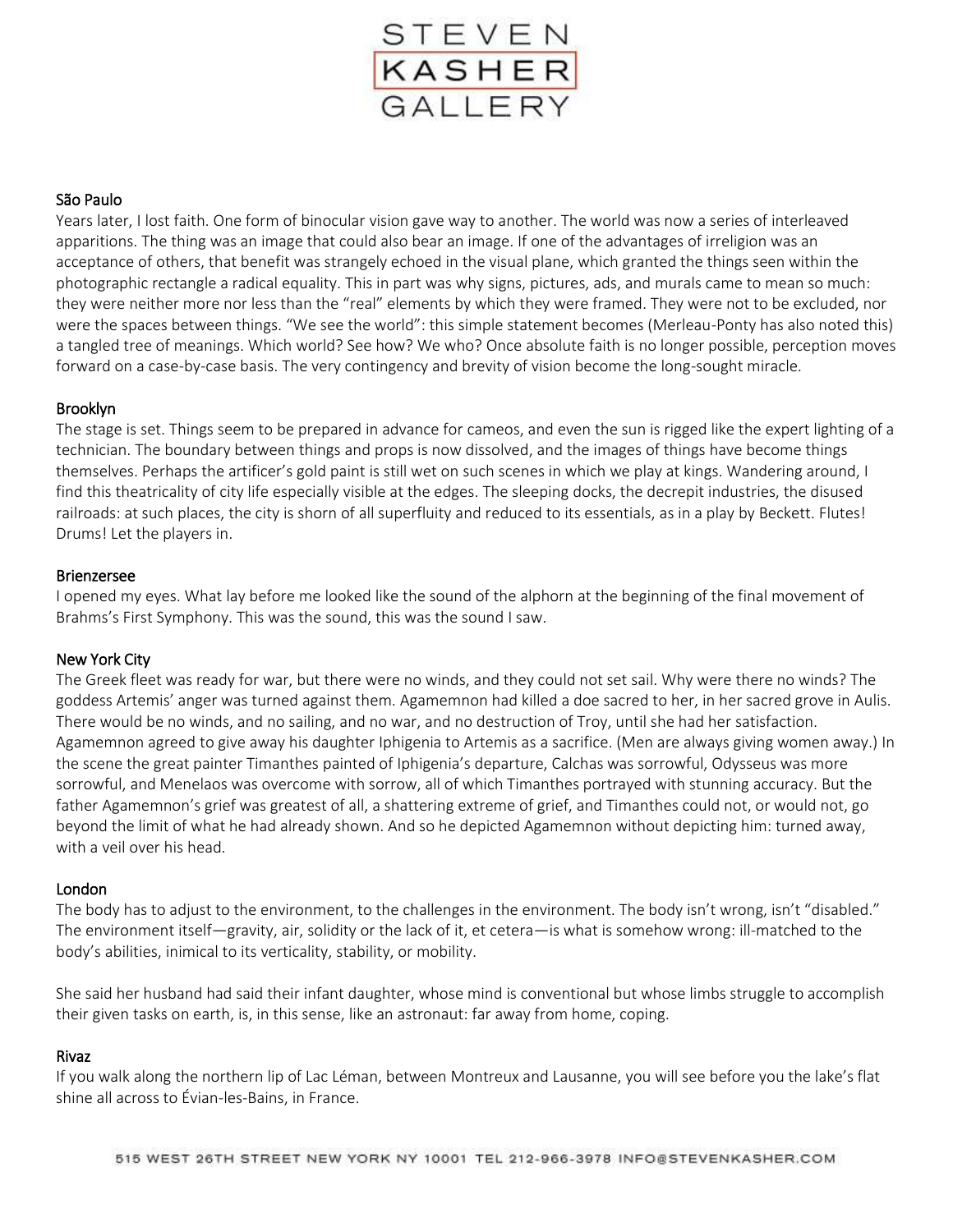### São Paulo

Years later, I lost faith. One form of binocular vision gave way to another. The world was now a series of interleaved apparitions. The thing was an image that could also bear an image. If one of the advantages of irreligion was an acceptance of others, that benefit was strangely echoed in the visual plane, which granted the things seen within the photographic rectangle a radical equality. This in part was why signs, pictures, ads, and murals came to mean so much: they were neither more nor less than the "real" elements by which they were framed. They were not to be excluded, nor were the spaces between things. "We see the world": this simple statement becomes (Merleau-Ponty has also noted this) a tangled tree of meanings. Which world? See how? We who? Once absolute faith is no longer possible, perception moves forward on a case-by-case basis. The very contingency and brevity of vision become the long-sought miracle.

### Brooklyn

The stage is set. Things seem to be prepared in advance for cameos, and even the sun is rigged like the expert lighting of a technician. The boundary between things and props is now dissolved, and the images of things have become things themselves. Perhaps the artificer's gold paint is still wet on such scenes in which we play at kings. Wandering around, I find this theatricality of city life especially visible at the edges. The sleeping docks, the decrepit industries, the disused railroads: at such places, the city is shorn of all superfluity and reduced to its essentials, as in a play by Beckett. Flutes! Drums! Let the players in.

### Brienzersee

I opened my eyes. What lay before me looked like the sound of the alphorn at the beginning of the final movement of Brahms's First Symphony. This was the sound, this was the sound I saw.

### New York City

The Greek fleet was ready for war, but there were no winds, and they could not set sail. Why were there no winds? The goddess Artemis' anger was turned against them. Agamemnon had killed a doe sacred to her, in her sacred grove in Aulis. There would be no winds, and no sailing, and no war, and no destruction of Troy, until she had her satisfaction. Agamemnon agreed to give away his daughter Iphigenia to Artemis as a sacrifice. (Men are always giving women away.) In the scene the great painter Timanthes painted of Iphigenia's departure, Calchas was sorrowful, Odysseus was more sorrowful, and Menelaos was overcome with sorrow, all of which Timanthes portrayed with stunning accuracy. But the father Agamemnon's grief was greatest of all, a shattering extreme of grief, and Timanthes could not, or would not, go beyond the limit of what he had already shown. And so he depicted Agamemnon without depicting him: turned away, with a veil over his head.

### London

The body has to adjust to the environment, to the challenges in the environment. The body isn't wrong, isn't "disabled." The environment itself—gravity, air, solidity or the lack of it, et cetera—is what is somehow wrong: ill-matched to the body's abilities, inimical to its verticality, stability, or mobility.

She said her husband had said their infant daughter, whose mind is conventional but whose limbs struggle to accomplish their given tasks on earth, is, in this sense, like an astronaut: far away from home, coping.

### Rivaz

If you walk along the northern lip of Lac Léman, between Montreux and Lausanne, you will see before you the lake's flat shine all across to Évian-les-Bains, in France.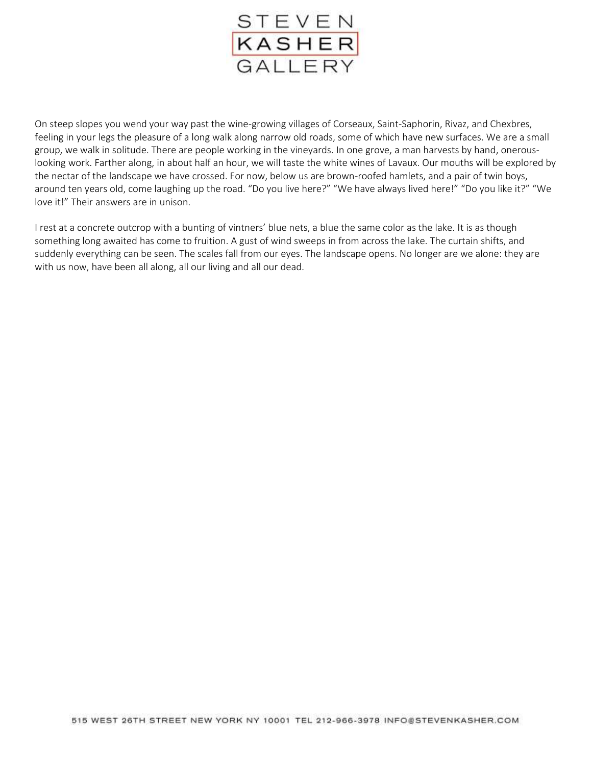On steep slopes you wend your way past the wine-growing villages of Corseaux, Saint-Saphorin, Rivaz, and Chexbres, feeling in your legs the pleasure of a long walk along narrow old roads, some of which have new surfaces. We are a small group, we walk in solitude. There are people working in the vineyards. In one grove, a man harvests by hand, onerous-looking work. Farther along, in about half an hour, we will taste the white wines of Lavaux. Our mouths will be explored by the nectar of the landscape we have crossed. For now, below us are brown-roofed hamlets, and a pair of twin boys, around ten years old, come laughing up the road. "Do you live here?" "We have always lived here!" "Do you like it?" "We love it!" Their answers are in unison.

I rest at a concrete outcrop with a bunting of vintners' blue nets, a blue the same color as the lake. It is as though something long awaited has come to fruition. A gust of wind sweeps in from across the lake. The curtain shifts, and suddenly everything can be seen. The scales fall from our eyes. The landscape opens. No longer are we alone: they are with us now, have been all along, all our living and all our dead.